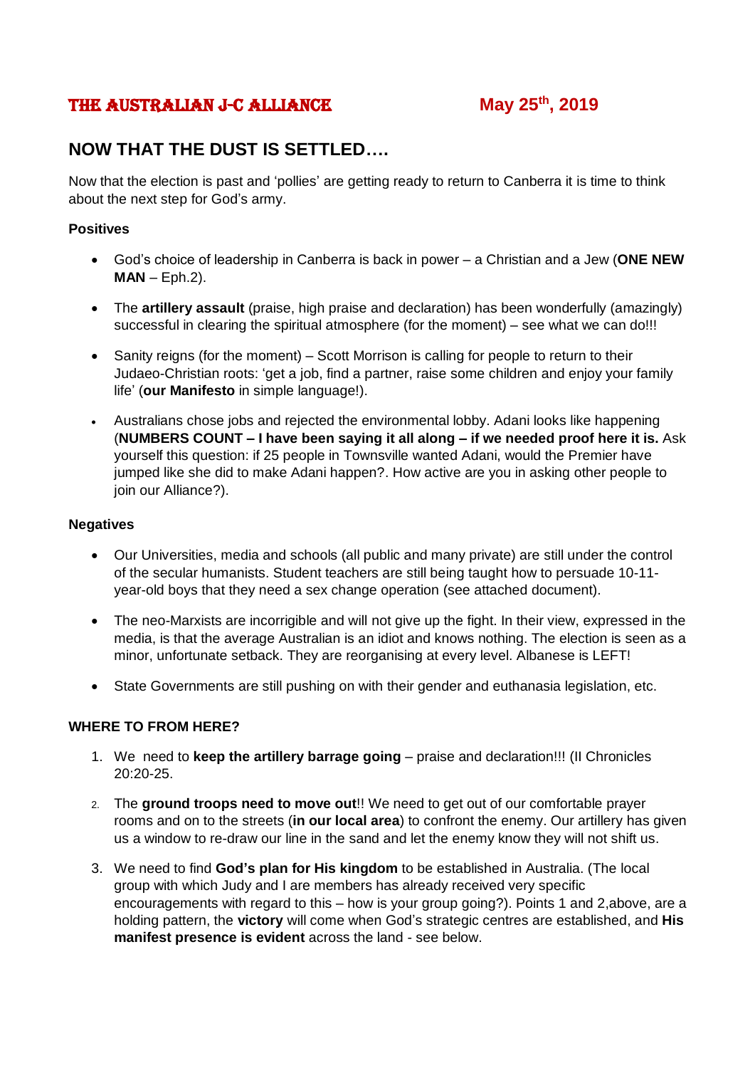**THE AUSTRALIAN J-C ALLIANCE** **May 25th, 2019**

## NOW THAT THE DUST IS SETTLED….

Now that the election is past and 'pollies' are getting ready to return to Canberra it is time to think about the next step for God's army.

**Positives**

- God's choice of leadership in Canberra is back in power – a Christian and a Jew (**ONE NEW MAN** – Eph.2).
- The **artillery assault** (praise, high praise and declaration) has been wonderfully (amazingly) successful in clearing the spiritual atmosphere (for the moment) – see what we can do!!!
- Sanity reigns (for the moment) – Scott Morrison is calling for people to return to their Judaeo-Christian roots: 'get a job, find a partner, raise some children and enjoy your family life' (**our Manifesto** in simple language!).
- Australians chose jobs and rejected the environmental lobby. Adani looks like happening (**NUMBERS COUNT – I have been saying it all along – if we needed proof here it is.** Ask yourself this question: if 25 people in Townsville wanted Adani, would the Premier have jumped like she did to make Adani happen?. How active are you in asking other people to join our Alliance?).

**Negatives**

- Our Universities, media and schools (all public and many private) are still under the control of the secular humanists. Student teachers are still being taught how to persuade 10-11-year-old boys that they need a sex change operation (see attached document).
- The neo-Marxists are incorrigible and will not give up the fight. In their view, expressed in the media, is that the average Australian is an idiot and knows nothing. The election is seen as a minor, unfortunate setback. They are reorganising at every level. Albanese is LEFT!
- State Governments are still pushing on with their gender and euthanasia legislation, etc.

**WHERE TO FROM HERE?**

1. We need to **keep the artillery barrage going** – praise and declaration!!! (II Chronicles 20:20-25.
2. The **ground troops need to move out**!! We need to get out of our comfortable prayer rooms and on to the streets (**in our local area**) to confront the enemy. Our artillery has given us a window to re-draw our line in the sand and let the enemy know they will not shift us.
3. We need to find **God's plan for His kingdom** to be established in Australia. (The local group with which Judy and I are members has already received very specific encouragements with regard to this – how is your group going?). Points 1 and 2,above, are a holding pattern, the **victory** will come when God's strategic centres are established, and **His manifest presence is evident** across the land - see below.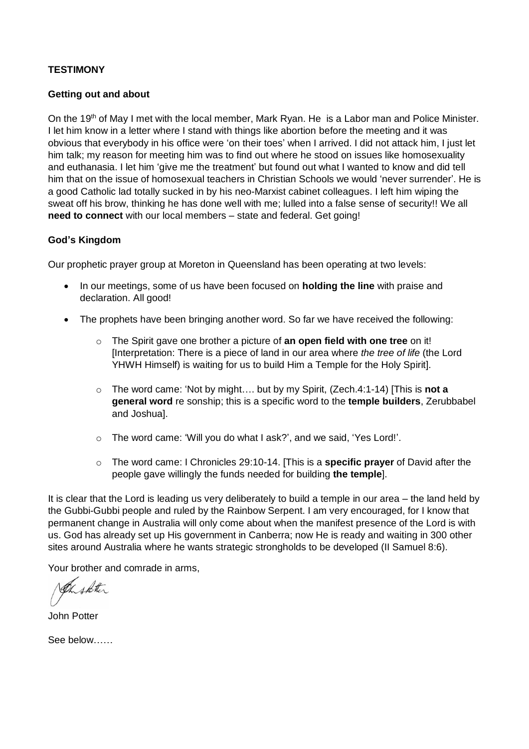**TESTIMONY**

**Getting out and about**

On the 19th of May I met with the local member, Mark Ryan. He is a Labor man and Police Minister. I let him know in a letter where I stand with things like abortion before the meeting and it was obvious that everybody in his office were 'on their toes' when I arrived. I did not attack him, I just let him talk; my reason for meeting him was to find out where he stood on issues like homosexuality and euthanasia. I let him 'give me the treatment' but found out what I wanted to know and did tell him that on the issue of homosexual teachers in Christian Schools we would 'never surrender'. He is a good Catholic lad totally sucked in by his neo-Marxist cabinet colleagues. I left him wiping the sweat off his brow, thinking he has done well with me; lulled into a false sense of security!! We all **need to connect** with our local members – state and federal. Get going!

**God's Kingdom**

Our prophetic prayer group at Moreton in Queensland has been operating at two levels:

- In our meetings, some of us have been focused on **holding the line** with praise and declaration. All good!
- The prophets have been bringing another word. So far we have received the following:
  - The Spirit gave one brother a picture of **an open field with one tree** on it! [Interpretation: There is a piece of land in our area where *the tree of life* (the Lord YHWH Himself) is waiting for us to build Him a Temple for the Holy Spirit].
  - The word came: 'Not by might…. but by my Spirit, (Zech.4:1-14) [This is **not a general word** re sonship; this is a specific word to the **temple builders**, Zerubbabel and Joshua].
  - The word came: 'Will you do what I ask?', and we said, 'Yes Lord!'.
  - The word came: I Chronicles 29:10-14. [This is a **specific prayer** of David after the people gave willingly the funds needed for building **the temple**].

It is clear that the Lord is leading us very deliberately to build a temple in our area – the land held by the Gubbi-Gubbi people and ruled by the Rainbow Serpent. I am very encouraged, for I know that permanent change in Australia will only come about when the manifest presence of the Lord is with us. God has already set up His government in Canberra; now He is ready and waiting in 300 other sites around Australia where he wants strategic strongholds to be developed (II Samuel 8:6).

Your brother and comrade in arms,

John Potter

See below……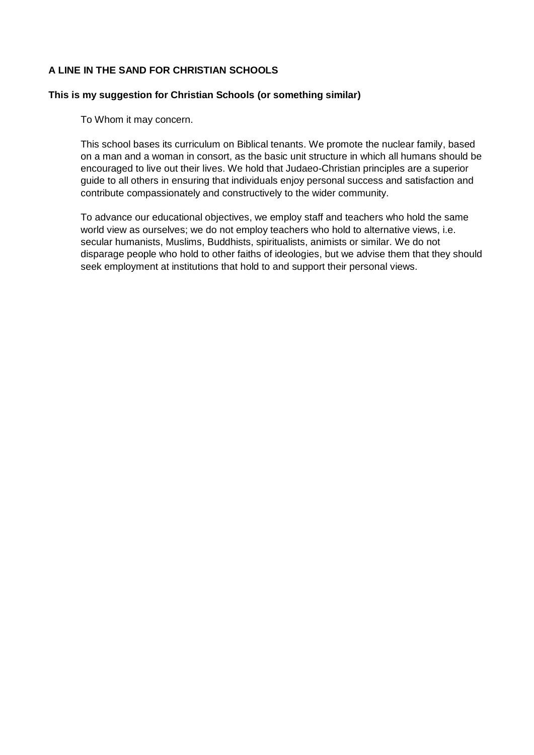**A LINE IN THE SAND FOR CHRISTIAN SCHOOLS**

**This is my suggestion for Christian Schools (or something similar)**

To Whom it may concern.

This school bases its curriculum on Biblical tenants. We promote the nuclear family, based on a man and a woman in consort, as the basic unit structure in which all humans should be encouraged to live out their lives. We hold that Judaeo-Christian principles are a superior guide to all others in ensuring that individuals enjoy personal success and satisfaction and contribute compassionately and constructively to the wider community.

To advance our educational objectives, we employ staff and teachers who hold the same world view as ourselves; we do not employ teachers who hold to alternative views, i.e. secular humanists, Muslims, Buddhists, spiritualists, animists or similar. We do not disparage people who hold to other faiths of ideologies, but we advise them that they should seek employment at institutions that hold to and support their personal views.